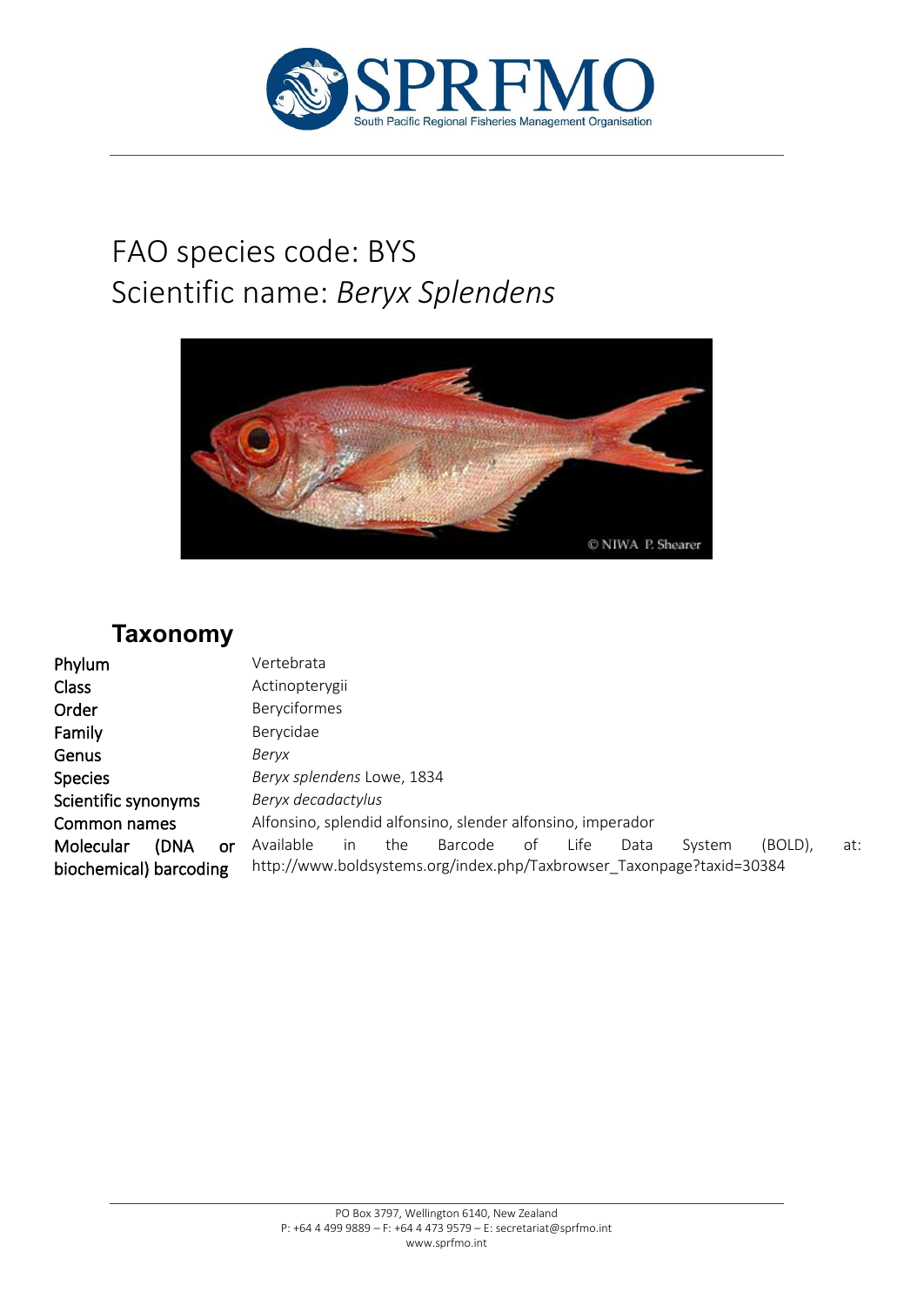# FAO species code: BYS
# Scientific name: *Beryx Splendens*

## Taxonomy

| | |
|---|---|
| Phylum | Vertebrata |
| Class | Actinopterygii |
| Order | Beryciformes |
| Family | Berycidae |
| Genus | *Beryx* |
| Species | *Beryx splendens* Lowe, 1834 |
| Scientific synonyms | *Beryx decadactylus* |
| Common names | Alfonsino, splendid alfonsino, slender alfonsino, imperador |
| Molecular (DNA or biochemical) barcoding | Available in the Barcode of Life Data System (BOLD), at: http://www.boldsystems.org/index.php/Taxbrowser_Taxonpage?taxid=30384 |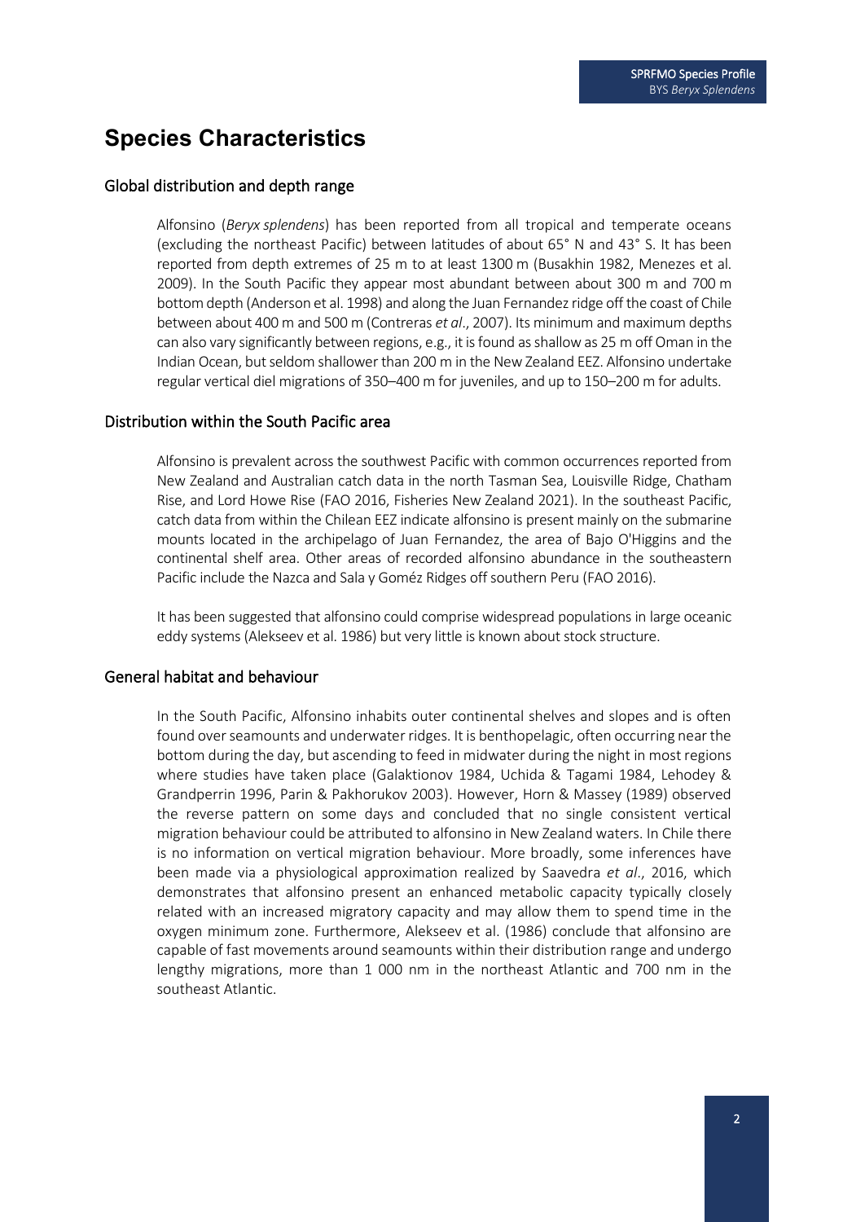# Species Characteristics

## Global distribution and depth range

Alfonsino (*Beryx splendens*) has been reported from all tropical and temperate oceans (excluding the northeast Pacific) between latitudes of about 65° N and 43° S. It has been reported from depth extremes of 25 m to at least 1300 m (Busakhin 1982, Menezes et al. 2009). In the South Pacific they appear most abundant between about 300 m and 700 m bottom depth (Anderson et al. 1998) and along the Juan Fernandez ridge off the coast of Chile between about 400 m and 500 m (Contreras *et al*., 2007). Its minimum and maximum depths can also vary significantly between regions, e.g., it is found as shallow as 25 m off Oman in the Indian Ocean, but seldom shallower than 200 m in the New Zealand EEZ. Alfonsino undertake regular vertical diel migrations of 350–400 m for juveniles, and up to 150–200 m for adults.

## Distribution within the South Pacific area

Alfonsino is prevalent across the southwest Pacific with common occurrences reported from New Zealand and Australian catch data in the north Tasman Sea, Louisville Ridge, Chatham Rise, and Lord Howe Rise (FAO 2016, Fisheries New Zealand 2021). In the southeast Pacific, catch data from within the Chilean EEZ indicate alfonsino is present mainly on the submarine mounts located in the archipelago of Juan Fernandez, the area of Bajo O'Higgins and the continental shelf area. Other areas of recorded alfonsino abundance in the southeastern Pacific include the Nazca and Sala y Goméz Ridges off southern Peru (FAO 2016).

It has been suggested that alfonsino could comprise widespread populations in large oceanic eddy systems (Alekseev et al. 1986) but very little is known about stock structure.

## General habitat and behaviour

In the South Pacific, Alfonsino inhabits outer continental shelves and slopes and is often found over seamounts and underwater ridges. It is benthopelagic, often occurring near the bottom during the day, but ascending to feed in midwater during the night in most regions where studies have taken place (Galaktionov 1984, Uchida & Tagami 1984, Lehodey & Grandperrin 1996, Parin & Pakhorukov 2003). However, Horn & Massey (1989) observed the reverse pattern on some days and concluded that no single consistent vertical migration behaviour could be attributed to alfonsino in New Zealand waters. In Chile there is no information on vertical migration behaviour. More broadly, some inferences have been made via a physiological approximation realized by Saavedra *et al*., 2016, which demonstrates that alfonsino present an enhanced metabolic capacity typically closely related with an increased migratory capacity and may allow them to spend time in the oxygen minimum zone. Furthermore, Alekseev et al. (1986) conclude that alfonsino are capable of fast movements around seamounts within their distribution range and undergo lengthy migrations, more than 1 000 nm in the northeast Atlantic and 700 nm in the southeast Atlantic.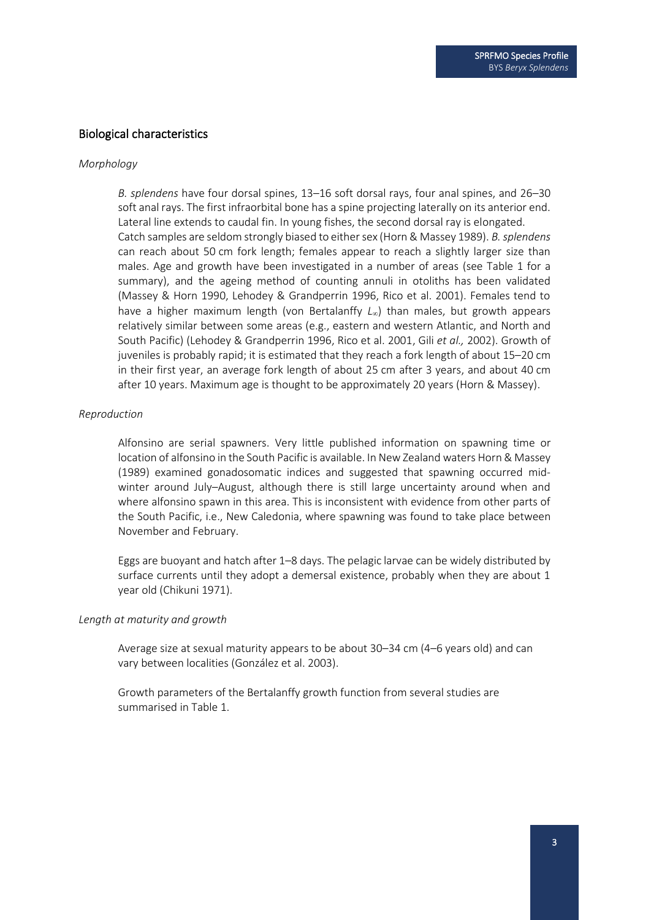## Biological characteristics

*Morphology*

*B. splendens* have four dorsal spines, 13–16 soft dorsal rays, four anal spines, and 26–30 soft anal rays. The first infraorbital bone has a spine projecting laterally on its anterior end. Lateral line extends to caudal fin. In young fishes, the second dorsal ray is elongated. Catch samples are seldom strongly biased to either sex (Horn & Massey 1989). *B. splendens* can reach about 50 cm fork length; females appear to reach a slightly larger size than males. Age and growth have been investigated in a number of areas (see Table 1 for a summary), and the ageing method of counting annuli in otoliths has been validated (Massey & Horn 1990, Lehodey & Grandperrin 1996, Rico et al. 2001). Females tend to have a higher maximum length (von Bertalanffy $L_\infty$) than males, but growth appears relatively similar between some areas (e.g., eastern and western Atlantic, and North and South Pacific) (Lehodey & Grandperrin 1996, Rico et al. 2001, Gili *et al.,* 2002). Growth of juveniles is probably rapid; it is estimated that they reach a fork length of about 15–20 cm in their first year, an average fork length of about 25 cm after 3 years, and about 40 cm after 10 years. Maximum age is thought to be approximately 20 years (Horn & Massey).

*Reproduction*

Alfonsino are serial spawners. Very little published information on spawning time or location of alfonsino in the South Pacific is available. In New Zealand waters Horn & Massey (1989) examined gonadosomatic indices and suggested that spawning occurred mid-winter around July–August, although there is still large uncertainty around when and where alfonsino spawn in this area. This is inconsistent with evidence from other parts of the South Pacific, i.e., New Caledonia, where spawning was found to take place between November and February.

Eggs are buoyant and hatch after 1–8 days. The pelagic larvae can be widely distributed by surface currents until they adopt a demersal existence, probably when they are about 1 year old (Chikuni 1971).

*Length at maturity and growth*

Average size at sexual maturity appears to be about 30–34 cm (4–6 years old) and can vary between localities (González et al. 2003).

Growth parameters of the Bertalanffy growth function from several studies are summarised in Table 1.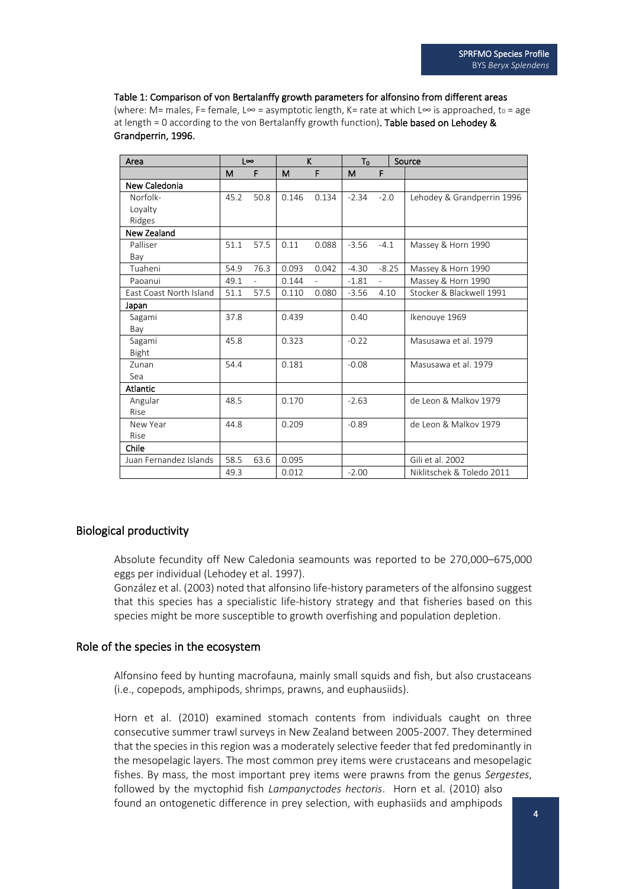**Table 1: Comparison of von Bertalanffy growth parameters for alfonsino from different areas**

(where: M= males, F= female, $L\infty$ = asymptotic length, K= rate at which $L\infty$ is approached, $t_0$ = age at length = 0 according to the von Bertalanffy growth function). **Table based on Lehodey & Grandperrin, 1996.**

| Area | $L\infty$ | | K | | $T_0$ | | Source |
|---|---|---|---|---|---|---|---|
| | M | F | M | F | M | F | |
| **New Caledonia** | | | | | | | |
| Norfolk-Loyalty Ridges | 45.2 | 50.8 | 0.146 | 0.134 | -2.34 | -2.0 | Lehodey & Grandperrin 1996 |
| **New Zealand** | | | | | | | |
| Palliser Bay | 51.1 | 57.5 | 0.11 | 0.088 | -3.56 | -4.1 | Massey & Horn 1990 |
| Tuaheni | 54.9 | 76.3 | 0.093 | 0.042 | -4.30 | -8.25 | Massey & Horn 1990 |
| Paoanui | 49.1 | - | 0.144 | - | -1.81 | - | Massey & Horn 1990 |
| East Coast North Island | 51.1 | 57.5 | 0.110 | 0.080 | -3.56 | 4.10 | Stocker & Blackwell 1991 |
| **Japan** | | | | | | | |
| Sagami Bay | 37.8 | | 0.439 | | 0.40 | | Ikenouye 1969 |
| Sagami Bight | 45.8 | | 0.323 | | -0.22 | | Masusawa et al. 1979 |
| Zunan Sea | 54.4 | | 0.181 | | -0.08 | | Masusawa et al. 1979 |
| **Atlantic** | | | | | | | |
| Angular Rise | 48.5 | | 0.170 | | -2.63 | | de Leon & Malkov 1979 |
| New Year Rise | 44.8 | | 0.209 | | -0.89 | | de Leon & Malkov 1979 |
| **Chile** | | | | | | | |
| Juan Fernandez Islands | 58.5 | 63.6 | 0.095 | | | | Gili et al. 2002 |
| | 49.3 | | 0.012 | | -2.00 | | Niklitschek & Toledo 2011 |

## Biological productivity

Absolute fecundity off New Caledonia seamounts was reported to be 270,000–675,000 eggs per individual (Lehodey et al. 1997).

González et al. (2003) noted that alfonsino life-history parameters of the alfonsino suggest that this species has a specialistic life-history strategy and that fisheries based on this species might be more susceptible to growth overfishing and population depletion.

## Role of the species in the ecosystem

Alfonsino feed by hunting macrofauna, mainly small squids and fish, but also crustaceans (i.e., copepods, amphipods, shrimps, prawns, and euphausiids).

Horn et al. (2010) examined stomach contents from individuals caught on three consecutive summer trawl surveys in New Zealand between 2005-2007. They determined that the species in this region was a moderately selective feeder that fed predominantly in the mesopelagic layers. The most common prey items were crustaceans and mesopelagic fishes. By mass, the most important prey items were prawns from the genus *Sergestes*, followed by the myctophid fish *Lampanyctodes hectoris*. Horn et al. (2010) also found an ontogenetic difference in prey selection, with euphasiids and amphipods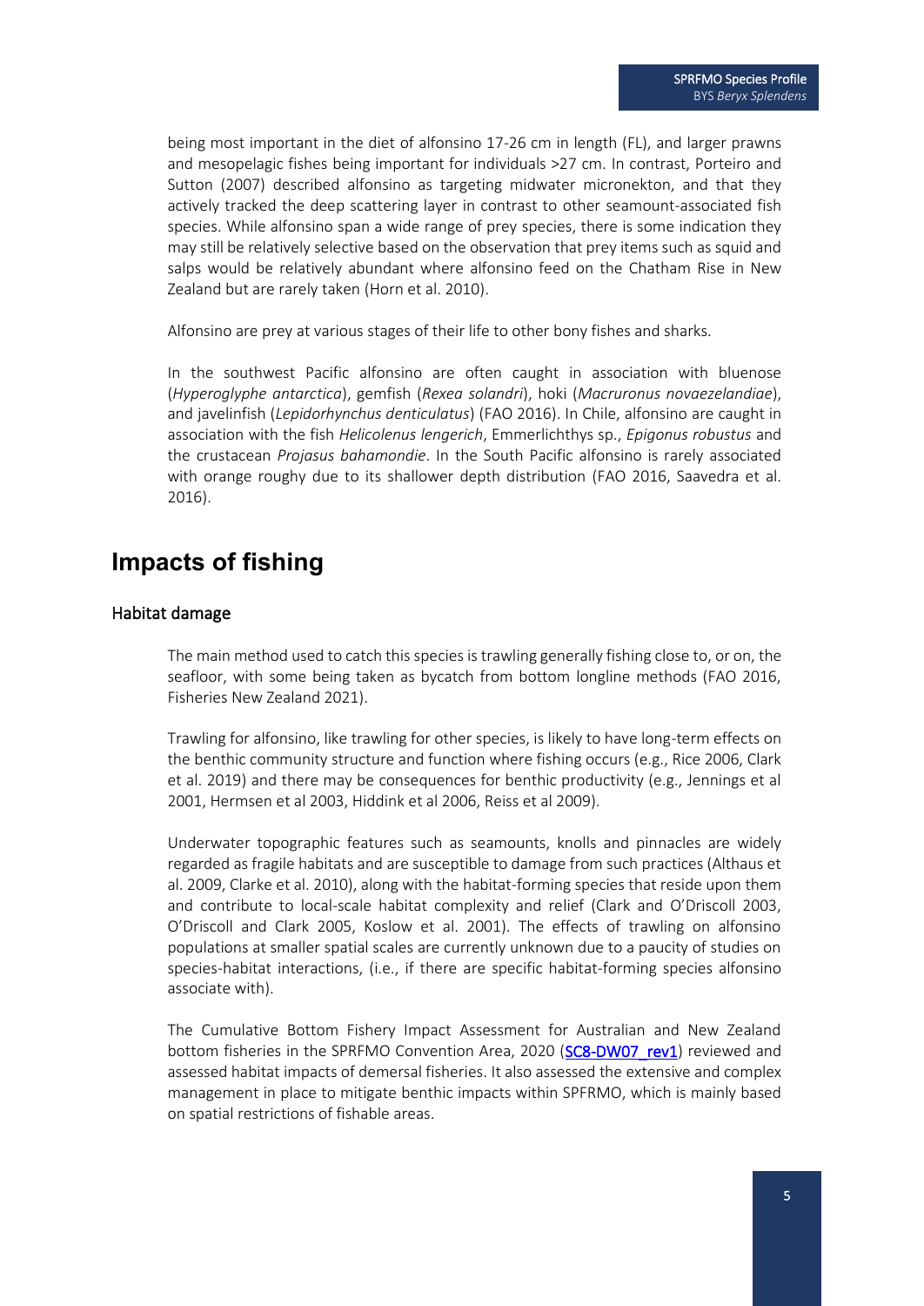being most important in the diet of alfonsino 17-26 cm in length (FL), and larger prawns and mesopelagic fishes being important for individuals >27 cm. In contrast, Porteiro and Sutton (2007) described alfonsino as targeting midwater micronekton, and that they actively tracked the deep scattering layer in contrast to other seamount-associated fish species. While alfonsino span a wide range of prey species, there is some indication they may still be relatively selective based on the observation that prey items such as squid and salps would be relatively abundant where alfonsino feed on the Chatham Rise in New Zealand but are rarely taken (Horn et al. 2010).

Alfonsino are prey at various stages of their life to other bony fishes and sharks.

In the southwest Pacific alfonsino are often caught in association with bluenose (*Hyperoglyphe antarctica*), gemfish (*Rexea solandri*), hoki (*Macruronus novaezelandiae*), and javelinfish (*Lepidorhynchus denticulatus*) (FAO 2016). In Chile, alfonsino are caught in association with the fish *Helicolenus lengerich*, Emmerlichthys sp., *Epigonus robustus* and the crustacean *Projasus bahamondie*. In the South Pacific alfonsino is rarely associated with orange roughy due to its shallower depth distribution (FAO 2016, Saavedra et al. 2016).

# Impacts of fishing

## Habitat damage

The main method used to catch this species is trawling generally fishing close to, or on, the seafloor, with some being taken as bycatch from bottom longline methods (FAO 2016, Fisheries New Zealand 2021).

Trawling for alfonsino, like trawling for other species, is likely to have long-term effects on the benthic community structure and function where fishing occurs (e.g., Rice 2006, Clark et al. 2019) and there may be consequences for benthic productivity (e.g., Jennings et al 2001, Hermsen et al 2003, Hiddink et al 2006, Reiss et al 2009).

Underwater topographic features such as seamounts, knolls and pinnacles are widely regarded as fragile habitats and are susceptible to damage from such practices (Althaus et al. 2009, Clarke et al. 2010), along with the habitat-forming species that reside upon them and contribute to local-scale habitat complexity and relief (Clark and O'Driscoll 2003, O'Driscoll and Clark 2005, Koslow et al. 2001). The effects of trawling on alfonsino populations at smaller spatial scales are currently unknown due to a paucity of studies on species-habitat interactions, (i.e., if there are specific habitat-forming species alfonsino associate with).

The Cumulative Bottom Fishery Impact Assessment for Australian and New Zealand bottom fisheries in the SPRFMO Convention Area, 2020 (SC8-DW07_rev1) reviewed and assessed habitat impacts of demersal fisheries. It also assessed the extensive and complex management in place to mitigate benthic impacts within SPFRMO, which is mainly based on spatial restrictions of fishable areas.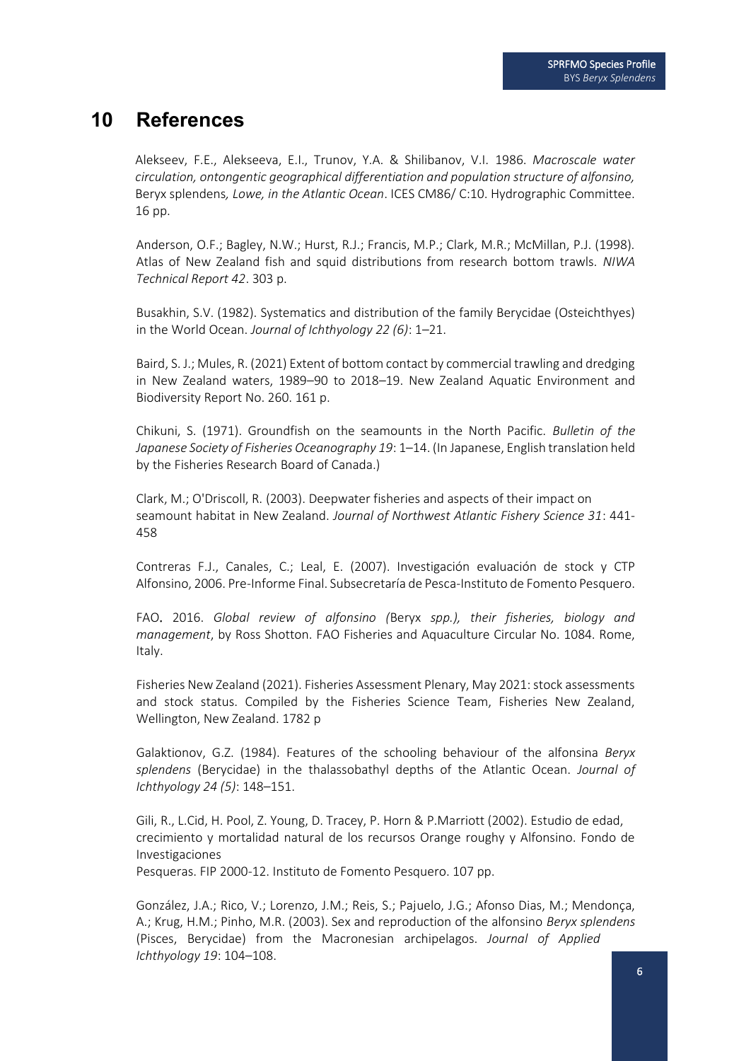# 10 References

Alekseev, F.E., Alekseeva, E.I., Trunov, Y.A. & Shilibanov, V.I. 1986. *Macroscale water circulation, ontongentic geographical differentiation and population structure of alfonsino,* Beryx splendens*, Lowe, in the Atlantic Ocean*. ICES CM86/ C:10. Hydrographic Committee. 16 pp.

Anderson, O.F.; Bagley, N.W.; Hurst, R.J.; Francis, M.P.; Clark, M.R.; McMillan, P.J. (1998). Atlas of New Zealand fish and squid distributions from research bottom trawls. *NIWA Technical Report 42*. 303 p.

Busakhin, S.V. (1982). Systematics and distribution of the family Berycidae (Osteichthyes) in the World Ocean. *Journal of Ichthyology 22 (6)*: 1–21.

Baird, S. J.; Mules, R. (2021) Extent of bottom contact by commercial trawling and dredging in New Zealand waters, 1989–90 to 2018–19. New Zealand Aquatic Environment and Biodiversity Report No. 260. 161 p.

Chikuni, S. (1971). Groundfish on the seamounts in the North Pacific. *Bulletin of the Japanese Society of Fisheries Oceanography 19*: 1–14. (In Japanese, English translation held by the Fisheries Research Board of Canada.)

Clark, M.; O'Driscoll, R. (2003). Deepwater fisheries and aspects of their impact on seamount habitat in New Zealand. *Journal of Northwest Atlantic Fishery Science 31*: 441-458

Contreras F.J., Canales, C.; Leal, E. (2007). Investigación evaluación de stock y CTP Alfonsino, 2006. Pre-Informe Final. Subsecretaría de Pesca-Instituto de Fomento Pesquero.

FAO**.** 2016. *Global review of alfonsino (*Beryx *spp.), their fisheries, biology and management*, by Ross Shotton. FAO Fisheries and Aquaculture Circular No. 1084. Rome, Italy.

Fisheries New Zealand (2021). Fisheries Assessment Plenary, May 2021: stock assessments and stock status. Compiled by the Fisheries Science Team, Fisheries New Zealand, Wellington, New Zealand. 1782 p

Galaktionov, G.Z. (1984). Features of the schooling behaviour of the alfonsina *Beryx splendens* (Berycidae) in the thalassobathyl depths of the Atlantic Ocean. *Journal of Ichthyology 24 (5)*: 148–151.

Gili, R., L.Cid, H. Pool, Z. Young, D. Tracey, P. Horn & P.Marriott (2002). Estudio de edad, crecimiento y mortalidad natural de los recursos Orange roughy y Alfonsino. Fondo de Investigaciones
Pesqueras. FIP 2000-12. Instituto de Fomento Pesquero. 107 pp.

González, J.A.; Rico, V.; Lorenzo, J.M.; Reis, S.; Pajuelo, J.G.; Afonso Dias, M.; Mendonça, A.; Krug, H.M.; Pinho, M.R. (2003). Sex and reproduction of the alfonsino *Beryx splendens* (Pisces, Berycidae) from the Macronesian archipelagos. *Journal of Applied Ichthyology 19*: 104–108.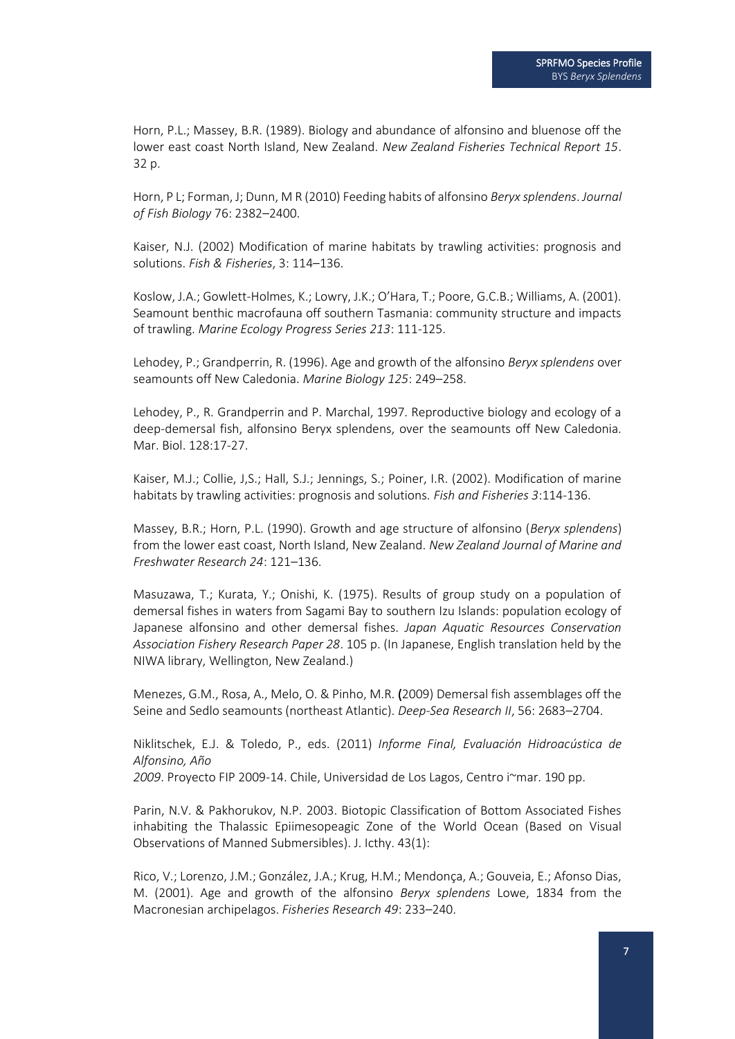Horn, P.L.; Massey, B.R. (1989). Biology and abundance of alfonsino and bluenose off the lower east coast North Island, New Zealand. *New Zealand Fisheries Technical Report 15*. 32 p.

Horn, P L; Forman, J; Dunn, M R (2010) Feeding habits of alfonsino *Beryx splendens*. *Journal of Fish Biology* 76: 2382–2400.

Kaiser, N.J. (2002) Modification of marine habitats by trawling activities: prognosis and solutions. *Fish & Fisheries*, 3: 114–136.

Koslow, J.A.; Gowlett-Holmes, K.; Lowry, J.K.; O'Hara, T.; Poore, G.C.B.; Williams, A. (2001). Seamount benthic macrofauna off southern Tasmania: community structure and impacts of trawling. *Marine Ecology Progress Series 213*: 111-125.

Lehodey, P.; Grandperrin, R. (1996). Age and growth of the alfonsino *Beryx splendens* over seamounts off New Caledonia. *Marine Biology 125*: 249–258.

Lehodey, P., R. Grandperrin and P. Marchal, 1997. Reproductive biology and ecology of a deep-demersal fish, alfonsino Beryx splendens, over the seamounts off New Caledonia. Mar. Biol. 128:17-27.

Kaiser, M.J.; Collie, J,S.; Hall, S.J.; Jennings, S.; Poiner, I.R. (2002). Modification of marine habitats by trawling activities: prognosis and solutions. *Fish and Fisheries 3*:114-136.

Massey, B.R.; Horn, P.L. (1990). Growth and age structure of alfonsino (*Beryx splendens*) from the lower east coast, North Island, New Zealand. *New Zealand Journal of Marine and Freshwater Research 24*: 121–136.

Masuzawa, T.; Kurata, Y.; Onishi, K. (1975). Results of group study on a population of demersal fishes in waters from Sagami Bay to southern Izu Islands: population ecology of Japanese alfonsino and other demersal fishes. *Japan Aquatic Resources Conservation Association Fishery Research Paper 28*. 105 p. (In Japanese, English translation held by the NIWA library, Wellington, New Zealand.)

Menezes, G.M., Rosa, A., Melo, O. & Pinho, M.R. **(**2009) Demersal fish assemblages off the Seine and Sedlo seamounts (northeast Atlantic). *Deep-Sea Research II*, 56: 2683–2704.

Niklitschek, E.J. & Toledo, P., eds. (2011) *Informe Final, Evaluación Hidroacústica de Alfonsino, Año 2009*. Proyecto FIP 2009-14. Chile, Universidad de Los Lagos, Centro i~mar. 190 pp.

Parin, N.V. & Pakhorukov, N.P. 2003. Biotopic Classification of Bottom Associated Fishes inhabiting the Thalassic Epiimesopeagic Zone of the World Ocean (Based on Visual Observations of Manned Submersibles). J. Icthy. 43(1):

Rico, V.; Lorenzo, J.M.; González, J.A.; Krug, H.M.; Mendonça, A.; Gouveia, E.; Afonso Dias, M. (2001). Age and growth of the alfonsino *Beryx splendens* Lowe, 1834 from the Macronesian archipelagos. *Fisheries Research 49*: 233–240.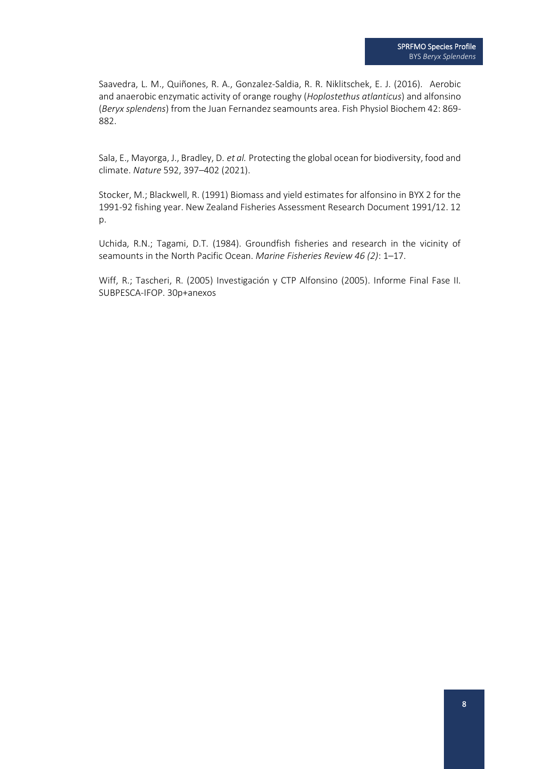Saavedra, L. M., Quiñones, R. A., Gonzalez-Saldia, R. R. Niklitschek, E. J. (2016). Aerobic and anaerobic enzymatic activity of orange roughy (*Hoplostethus atlanticus*) and alfonsino (*Beryx splendens*) from the Juan Fernandez seamounts area. Fish Physiol Biochem 42: 869-882.

Sala, E., Mayorga, J., Bradley, D. *et al.* Protecting the global ocean for biodiversity, food and climate. *Nature* 592, 397–402 (2021).

Stocker, M.; Blackwell, R. (1991) Biomass and yield estimates for alfonsino in BYX 2 for the 1991-92 fishing year. New Zealand Fisheries Assessment Research Document 1991/12. 12 p.

Uchida, R.N.; Tagami, D.T. (1984). Groundfish fisheries and research in the vicinity of seamounts in the North Pacific Ocean. *Marine Fisheries Review 46 (2)*: 1–17.

Wiff, R.; Tascheri, R. (2005) Investigación y CTP Alfonsino (2005). Informe Final Fase II. SUBPESCA-IFOP. 30p+anexos